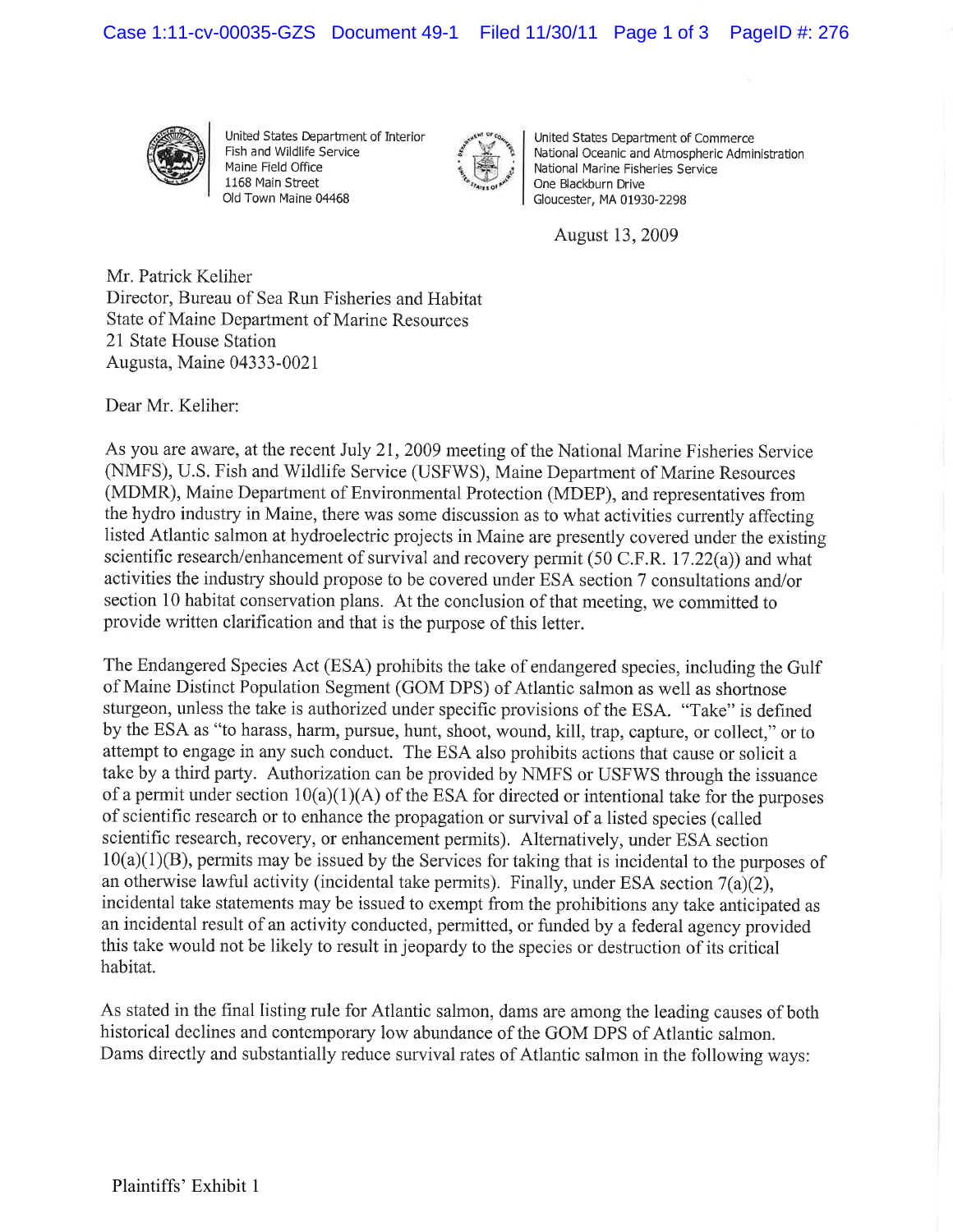United States Department of Interior
Fish and Wildlife Service
Maine Field Office
1168 Main Street
Old Town Maine 04468

United States Department of Commerce
National Oceanic and Atmospheric Administration
National Marine Fisheries Service
One Blackburn Drive
Gloucester, MA 01930-2298

August 13, 2009

Mr. Patrick Keliher
Director, Bureau of Sea Run Fisheries and Habitat
State of Maine Department of Marine Resources
21 State House Station
Augusta, Maine 04333-0021

Dear Mr. Keliher:

As you are aware, at the recent July 21, 2009 meeting of the National Marine Fisheries Service (NMFS), U.S. Fish and Wildlife Service (USFWS), Maine Department of Marine Resources (MDMR), Maine Department of Environmental Protection (MDEP), and representatives from the hydro industry in Maine, there was some discussion as to what activities currently affecting listed Atlantic salmon at hydroelectric projects in Maine are presently covered under the existing scientific research/enhancement of survival and recovery permit (50 C.F.R. 17.22(a)) and what activities the industry should propose to be covered under ESA section 7 consultations and/or section 10 habitat conservation plans. At the conclusion of that meeting, we committed to provide written clarification and that is the purpose of this letter.

The Endangered Species Act (ESA) prohibits the take of endangered species, including the Gulf of Maine Distinct Population Segment (GOM DPS) of Atlantic salmon as well as shortnose sturgeon, unless the take is authorized under specific provisions of the ESA. "Take" is defined by the ESA as "to harass, harm, pursue, hunt, shoot, wound, kill, trap, capture, or collect," or to attempt to engage in any such conduct. The ESA also prohibits actions that cause or solicit a take by a third party. Authorization can be provided by NMFS or USFWS through the issuance of a permit under section 10(a)(1)(A) of the ESA for directed or intentional take for the purposes of scientific research or to enhance the propagation or survival of a listed species (called scientific research, recovery, or enhancement permits). Alternatively, under ESA section 10(a)(1)(B), permits may be issued by the Services for taking that is incidental to the purposes of an otherwise lawful activity (incidental take permits). Finally, under ESA section 7(a)(2), incidental take statements may be issued to exempt from the prohibitions any take anticipated as an incidental result of an activity conducted, permitted, or funded by a federal agency provided this take would not be likely to result in jeopardy to the species or destruction of its critical habitat.

As stated in the final listing rule for Atlantic salmon, dams are among the leading causes of both historical declines and contemporary low abundance of the GOM DPS of Atlantic salmon. Dams directly and substantially reduce survival rates of Atlantic salmon in the following ways:

Plaintiffs' Exhibit 1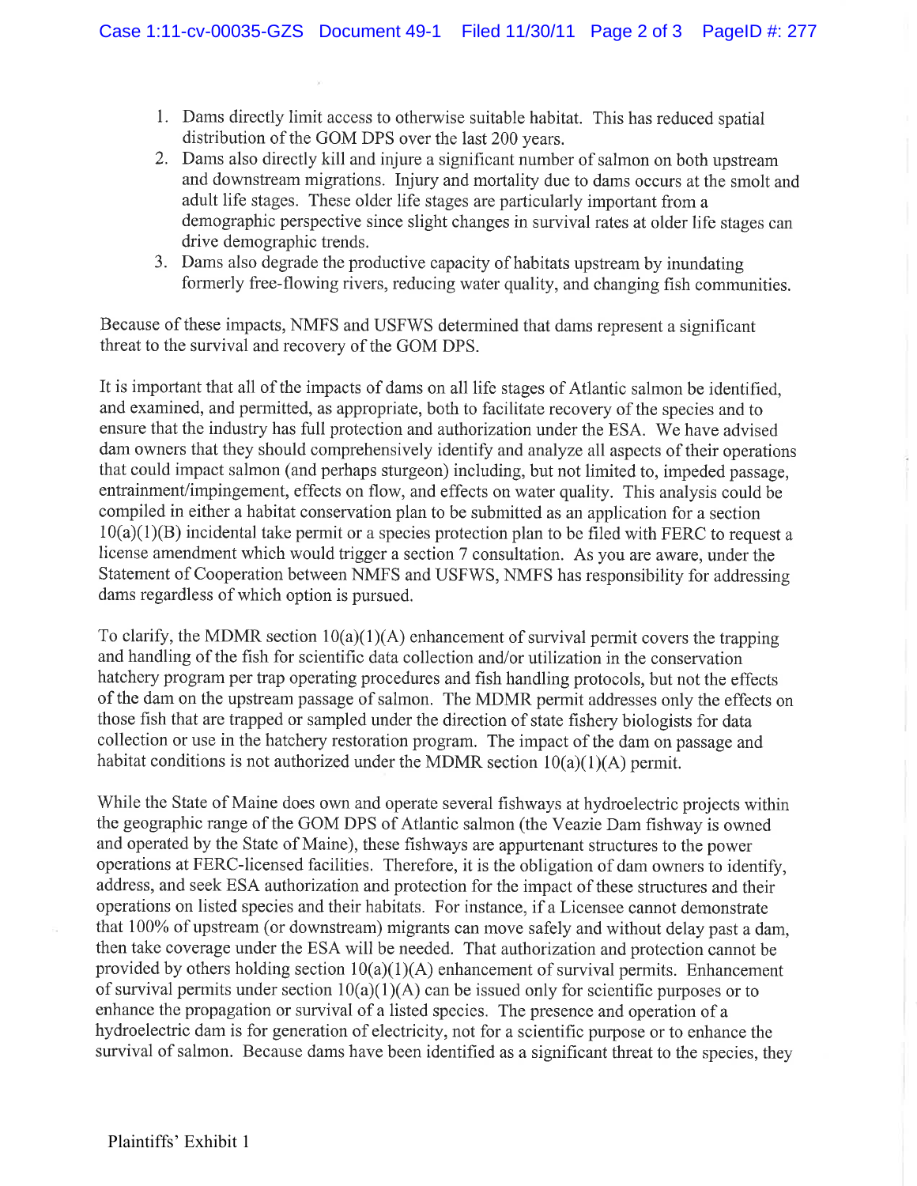1. Dams directly limit access to otherwise suitable habitat. This has reduced spatial distribution of the GOM DPS over the last 200 years.
2. Dams also directly kill and injure a significant number of salmon on both upstream and downstream migrations. Injury and mortality due to dams occurs at the smolt and adult life stages. These older life stages are particularly important from a demographic perspective since slight changes in survival rates at older life stages can drive demographic trends.
3. Dams also degrade the productive capacity of habitats upstream by inundating formerly free-flowing rivers, reducing water quality, and changing fish communities.

Because of these impacts, NMFS and USFWS determined that dams represent a significant threat to the survival and recovery of the GOM DPS.

It is important that all of the impacts of dams on all life stages of Atlantic salmon be identified, and examined, and permitted, as appropriate, both to facilitate recovery of the species and to ensure that the industry has full protection and authorization under the ESA. We have advised dam owners that they should comprehensively identify and analyze all aspects of their operations that could impact salmon (and perhaps sturgeon) including, but not limited to, impeded passage, entrainment/impingement, effects on flow, and effects on water quality. This analysis could be compiled in either a habitat conservation plan to be submitted as an application for a section 10(a)(1)(B) incidental take permit or a species protection plan to be filed with FERC to request a license amendment which would trigger a section 7 consultation. As you are aware, under the Statement of Cooperation between NMFS and USFWS, NMFS has responsibility for addressing dams regardless of which option is pursued.

To clarify, the MDMR section 10(a)(1)(A) enhancement of survival permit covers the trapping and handling of the fish for scientific data collection and/or utilization in the conservation hatchery program per trap operating procedures and fish handling protocols, but not the effects of the dam on the upstream passage of salmon. The MDMR permit addresses only the effects on those fish that are trapped or sampled under the direction of state fishery biologists for data collection or use in the hatchery restoration program. The impact of the dam on passage and habitat conditions is not authorized under the MDMR section 10(a)(1)(A) permit.

While the State of Maine does own and operate several fishways at hydroelectric projects within the geographic range of the GOM DPS of Atlantic salmon (the Veazie Dam fishway is owned and operated by the State of Maine), these fishways are appurtenant structures to the power operations at FERC-licensed facilities. Therefore, it is the obligation of dam owners to identify, address, and seek ESA authorization and protection for the impact of these structures and their operations on listed species and their habitats. For instance, if a Licensee cannot demonstrate that 100% of upstream (or downstream) migrants can move safely and without delay past a dam, then take coverage under the ESA will be needed. That authorization and protection cannot be provided by others holding section 10(a)(1)(A) enhancement of survival permits. Enhancement of survival permits under section 10(a)(1)(A) can be issued only for scientific purposes or to enhance the propagation or survival of a listed species. The presence and operation of a hydroelectric dam is for generation of electricity, not for a scientific purpose or to enhance the survival of salmon. Because dams have been identified as a significant threat to the species, they

Plaintiffs' Exhibit 1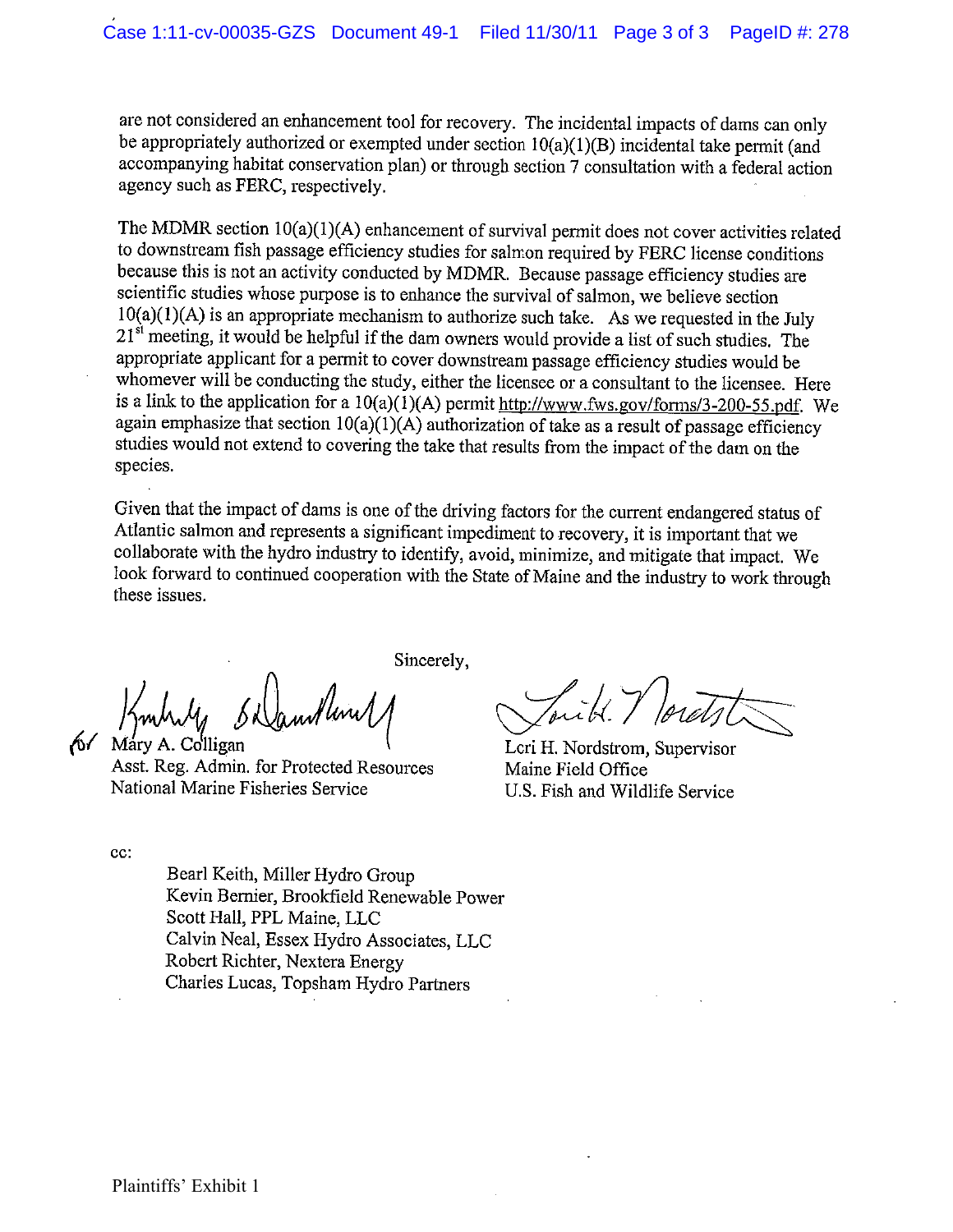are not considered an enhancement tool for recovery. The incidental impacts of dams can only be appropriately authorized or exempted under section 10(a)(1)(B) incidental take permit (and accompanying habitat conservation plan) or through section 7 consultation with a federal action agency such as FERC, respectively.

The MDMR section 10(a)(1)(A) enhancement of survival permit does not cover activities related to downstream fish passage efficiency studies for salmon required by FERC license conditions because this is not an activity conducted by MDMR. Because passage efficiency studies are scientific studies whose purpose is to enhance the survival of salmon, we believe section 10(a)(1)(A) is an appropriate mechanism to authorize such take. As we requested in the July 21st meeting, it would be helpful if the dam owners would provide a list of such studies. The appropriate applicant for a permit to cover downstream passage efficiency studies would be whomever will be conducting the study, either the licensee or a consultant to the licensee. Here is a link to the application for a 10(a)(1)(A) permit http://www.fws.gov/forms/3-200-55.pdf. We again emphasize that section 10(a)(1)(A) authorization of take as a result of passage efficiency studies would not extend to covering the take that results from the impact of the dam on the species.

Given that the impact of dams is one of the driving factors for the current endangered status of Atlantic salmon and represents a significant impediment to recovery, it is important that we collaborate with the hydro industry to identify, avoid, minimize, and mitigate that impact. We look forward to continued cooperation with the State of Maine and the industry to work through these issues.

Sincerely,

for Mary A. Colligan
Asst. Reg. Admin. for Protected Resources
National Marine Fisheries Service

Lori H. Nordstrom, Supervisor
Maine Field Office
U.S. Fish and Wildlife Service

cc:

Bearl Keith, Miller Hydro Group
Kevin Bernier, Brookfield Renewable Power
Scott Hall, PPL Maine, LLC
Calvin Neal, Essex Hydro Associates, LLC
Robert Richter, Nextera Energy
Charles Lucas, Topsham Hydro Partners

Plaintiffs' Exhibit 1